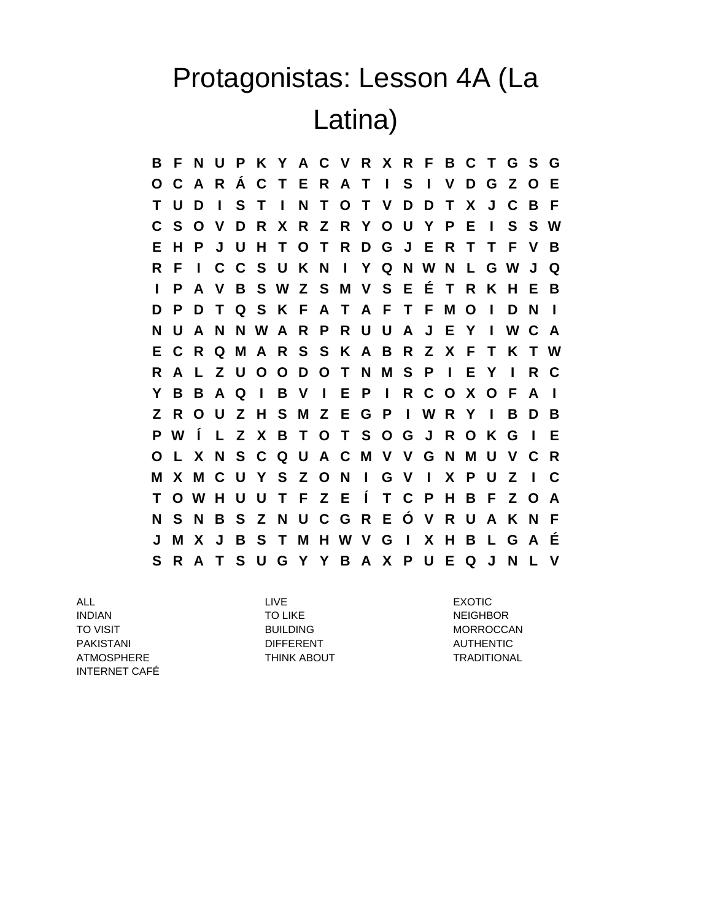# Protagonistas: Lesson 4A (La Latina)

```
B F N U P K Y A C V R X R F B C T G S G
O C A R Á C T E R A T I S I V D G Z O E
T U D I S T I N T O T V D D T X J C B F
C S O V D R X R Z R Y O U Y P E I S S W
E H P J U H T O T R D G J E R T T F V B
R F I C C S U K N I Y Q N W N L G W J Q
I P A V B S W Z S M V S E É T R K H E B
D P D T Q S K F A T A F T F M O I D N I
N U A N N W A R P R U U A J E Y I W C A
E C R Q M A R S S K A B R Z X F T K T W
R A L Z U O O D O T N M S P I E Y I R C
Y B B A Q I B V I E P I R C O X O F A I
Z R O U Z H S M Z E G P I W R Y I B D B
P W Í L Z X B T O T S O G J R O K G I E
O L X N S C Q U A C M V V G N M U V C R
M X M C U Y S Z O N I G V I X P U Z I C
T O W H U U T F Z E Í T C P H B F Z O A
N S N B S Z N U C G R E Ó V R U A K N F
J M X J B S T M H W V G I X H B L G A É
S R A T S U G Y Y B A X P U E Q J N L V
```

| | | |
|---|---|---|
| ALL | LIVE | EXOTIC |
| INDIAN | TO LIKE | NEIGHBOR |
| TO VISIT | BUILDING | MORROCCAN |
| PAKISTANI | DIFFERENT | AUTHENTIC |
| ATMOSPHERE | THINK ABOUT | TRADITIONAL |
| INTERNET CAFÉ | | |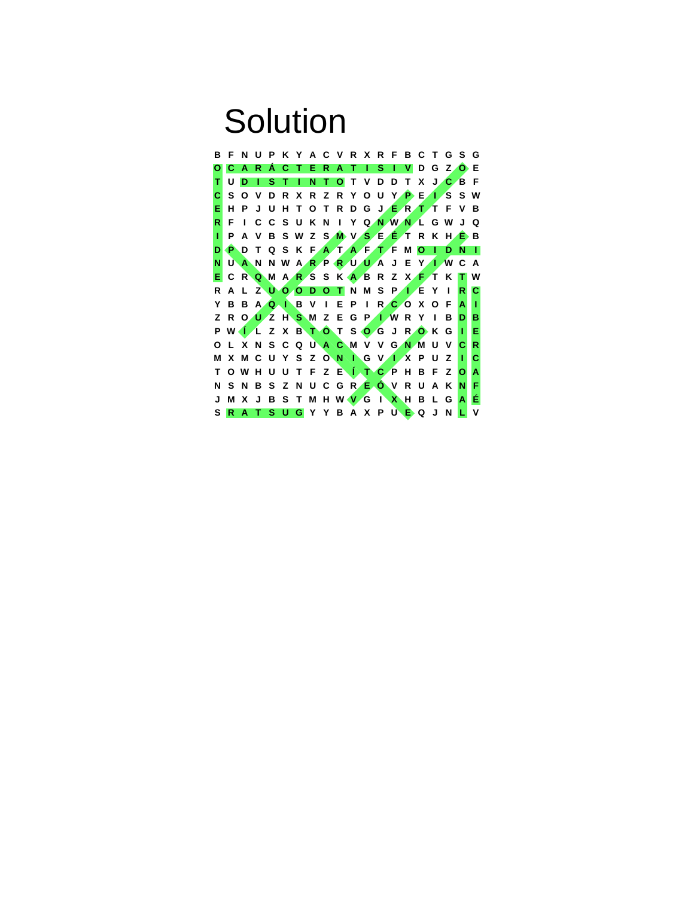# Solution

| | | | | | | | | | | | | | | | | | | | |
|---|---|---|---|---|---|---|---|---|---|---|---|---|---|---|---|---|---|---|---|
| B | F | N | U | P | K | Y | A | C | V | R | X | R | F | B | C | T | G | S | G |
| O | C | A | R | Á | C | T | E | R | A | T | I | S | I | V | D | G | Z | O | E |
| T | U | D | I | S | T | I | N | T | O | T | V | D | D | T | X | J | C | B | F |
| C | S | O | V | D | R | X | R | Z | R | Y | O | U | Y | P | E | I | S | S | W |
| E | H | P | J | U | H | T | O | T | R | D | G | J | E | R | T | T | F | V | B |
| R | F | I | C | C | S | U | K | N | I | Y | Q | N | W | N | L | G | W | J | Q |
| I | P | A | V | B | S | W | Z | S | M | V | S | E | É | T | R | K | H | E | B |
| D | P | D | T | Q | S | K | F | A | T | A | F | T | F | M | O | I | D | N | I |
| N | U | A | N | N | W | A | R | P | R | U | U | A | J | E | Y | I | W | C | A |
| E | C | R | Q | M | A | R | S | S | K | A | B | R | Z | X | F | T | K | T | W |
| R | A | L | Z | U | O | O | D | O | T | N | M | S | P | I | E | Y | I | R | C |
| Y | B | B | A | Q | I | B | V | I | E | P | I | R | C | O | X | O | F | A | I |
| Z | R | O | U | Z | H | S | M | Z | E | G | P | I | W | R | Y | I | B | D | B |
| P | W | Í | L | Z | X | B | T | O | T | S | O | G | J | R | O | K | G | I | E |
| O | L | X | N | S | C | Q | U | A | C | M | V | V | G | N | M | U | V | C | R |
| M | X | M | C | U | Y | S | Z | O | N | I | G | V | I | X | P | U | Z | I | C |
| T | O | W | H | U | U | T | F | Z | E | Í | T | C | P | H | B | F | Z | O | A |
| N | S | N | B | S | Z | N | U | C | G | R | E | Ó | V | R | U | A | K | N | F |
| J | M | X | J | B | S | T | M | H | W | V | G | I | X | H | B | L | G | A | É |
| S | R | A | T | S | U | G | Y | Y | B | A | X | P | U | E | Q | J | N | L | V |